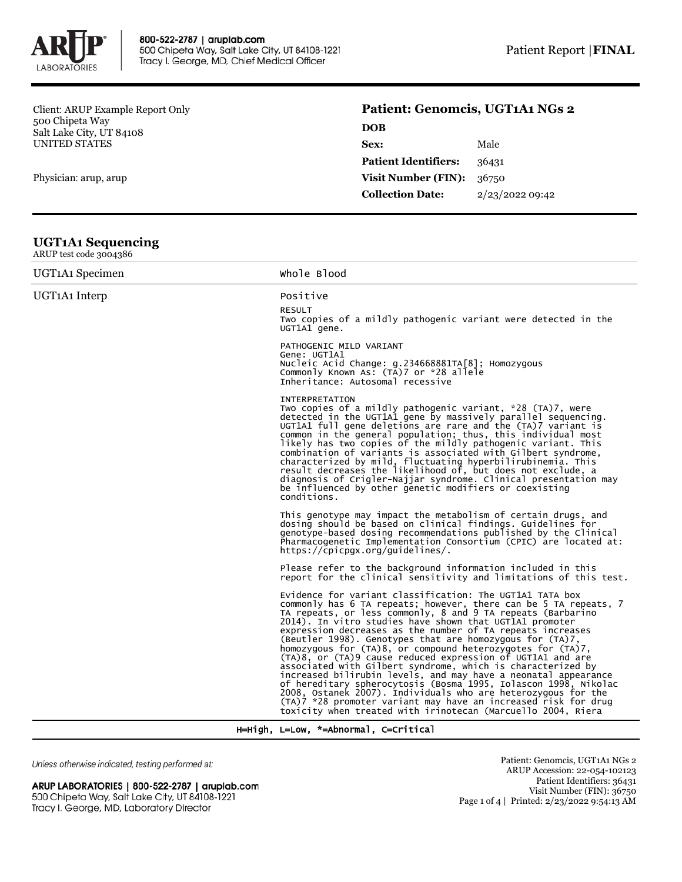800-522-2787 | aruplab.com
500 Chipeta Way, Salt Lake City, UT 84108-1221
Tracy I. George, MD, Chief Medical Officer

Patient Report | **FINAL**

Client: ARUP Example Report Only
500 Chipeta Way
Salt Lake City, UT 84108
UNITED STATES

Physician: arup, arup

## Patient: Genomcis, UGT1A1 NGs 2

| | |
|---|---|
| **DOB** | |
| **Sex:** | Male |
| **Patient Identifiers:** | 36431 |
| **Visit Number (FIN):** | 36750 |
| **Collection Date:** | 2/23/2022 09:42 |

## UGT1A1 Sequencing

ARUP test code 3004386

| | |
|---|---|
| UGT1A1 Specimen | Whole Blood |
| UGT1A1 Interp | Positive |

RESULT
Two copies of a mildly pathogenic variant were detected in the UGT1A1 gene.

PATHOGENIC MILD VARIANT
Gene: UGT1A1
Nucleic Acid Change: g.234668881TA[8]; Homozygous
Commonly Known As: (TA)7 or *28 allele
Inheritance: Autosomal recessive

INTERPRETATION
Two copies of a mildly pathogenic variant, *28 (TA)7, were detected in the UGT1A1 gene by massively parallel sequencing. UGT1A1 full gene deletions are rare and the (TA)7 variant is common in the general population; thus, this individual most likely has two copies of the mildly pathogenic variant. This combination of variants is associated with Gilbert syndrome, characterized by mild, fluctuating hyperbilirubinemia. This result decreases the likelihood of, but does not exclude, a diagnosis of Crigler-Najjar syndrome. Clinical presentation may be influenced by other genetic modifiers or coexisting conditions.

This genotype may impact the metabolism of certain drugs, and dosing should be based on clinical findings. Guidelines for genotype-based dosing recommendations published by the Clinical Pharmacogenetic Implementation Consortium (CPIC) are located at: https://cpicpgx.org/guidelines/.

Please refer to the background information included in this report for the clinical sensitivity and limitations of this test.

Evidence for variant classification: The UGT1A1 TATA box commonly has 6 TA repeats; however, there can be 5 TA repeats, 7 TA repeats, or less commonly, 8 and 9 TA repeats (Barbarino 2014). In vitro studies have shown that UGT1A1 promoter expression decreases as the number of TA repeats increases (Beutler 1998). Genotypes that are homozygous for (TA)7, homozygous for (TA)8, or compound heterozygotes for (TA)7, (TA)8, or (TA)9 cause reduced expression of UGT1A1 and are associated with Gilbert syndrome, which is characterized by increased bilirubin levels, and may have a neonatal appearance of hereditary spherocytosis (Bosma 1995, Iolascon 1998, Nikolac 2008, Ostanek 2007). Individuals who are heterozygous for the (TA)7 *28 promoter variant may have an increased risk for drug toxicity when treated with irinotecan (Marcuello 2004, Riera

H=High, L=Low, *=Abnormal, C=Critical

*Unless otherwise indicated, testing performed at:*

**ARUP LABORATORIES | 800-522-2787 | aruplab.com**
500 Chipeta Way, Salt Lake City, UT 84108-1221
Tracy I. George, MD, Laboratory Director

Patient: Genomcis, UGT1A1 NGs 2
ARUP Accession: 22-054-102123
Patient Identifiers: 36431
Visit Number (FIN): 36750
Printed: 2/23/2022 9:54:13 AM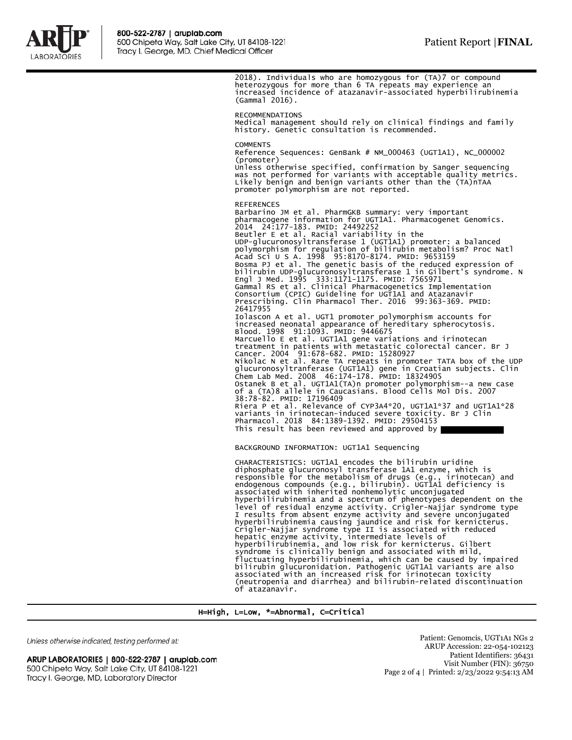2018). Individuals who are homozygous for (TA)7 or compound heterozygous for more than 6 TA repeats may experience an increased incidence of atazanavir-associated hyperbilirubinemia (Gammal 2016).

RECOMMENDATIONS
Medical management should rely on clinical findings and family history. Genetic consultation is recommended.

COMMENTS
Reference Sequences: GenBank # NM_000463 (UGT1A1), NC_000002 (promoter)
Unless otherwise specified, confirmation by Sanger sequencing was not performed for variants with acceptable quality metrics.
Likely benign and benign variants other than the (TA)nTAA promoter polymorphism are not reported.

REFERENCES
Barbarino JM et al. PharmGKB summary: very important pharmacogene information for UGT1A1. Pharmacogenet Genomics. 2014 24:177-183. PMID: 24492252
Beutler E et al. Racial variability in the UDP-glucuronosyltransferase 1 (UGT1A1) promoter: a balanced polymorphism for regulation of bilirubin metabolism? Proc Natl Acad Sci U S A. 1998 95:8170-8174. PMID: 9653159
Bosma PJ et al. The genetic basis of the reduced expression of bilirubin UDP-glucuronosyltransferase 1 in Gilbert's syndrome. N Engl J Med. 1995 333:1171-1175. PMID: 7565971
Gammal RS et al. Clinical Pharmacogenetics Implementation Consortium (CPIC) Guideline for UGT1A1 and Atazanavir Prescribing. Clin Pharmacol Ther. 2016 99:363-369. PMID: 26417955
Iolascon A et al. UGT1 promoter polymorphism accounts for increased neonatal appearance of hereditary spherocytosis. Blood. 1998 91:1093. PMID: 9446675
Marcuello E et al. UGT1A1 gene variations and irinotecan treatment in patients with metastatic colorectal cancer. Br J Cancer. 2004 91:678-682. PMID: 15280927
Nikolac N et al. Rare TA repeats in promoter TATA box of the UDP glucuronosyltranferase (UGT1A1) gene in Croatian subjects. Clin Chem Lab Med. 2008 46:174-178. PMID: 18324905
Ostanek B et al. UGT1A1(TA)n promoter polymorphism--a new case of a (TA)8 allele in Caucasians. Blood Cells Mol Dis. 2007 38:78-82. PMID: 17196409
Riera P et al. Relevance of CYP3A4*20, UGT1A1*37 and UGT1A1*28 variants in irinotecan-induced severe toxicity. Br J Clin Pharmacol. 2018 84:1389-1392. PMID: 29504153
This result has been reviewed and approved by

BACKGROUND INFORMATION: UGT1A1 Sequencing

CHARACTERISTICS: UGT1A1 encodes the bilirubin uridine diphosphate glucuronosyl transferase 1A1 enzyme, which is responsible for the metabolism of drugs (e.g., irinotecan) and endogenous compounds (e.g., bilirubin). UGT1A1 deficiency is associated with inherited nonhemolytic unconjugated hyperbilirubinemia and a spectrum of phenotypes dependent on the level of residual enzyme activity. Crigler-Najjar syndrome type I results from absent enzyme activity and severe unconjugated hyperbilirubinemia causing jaundice and risk for kernicterus. Crigler-Najjar syndrome type II is associated with reduced hepatic enzyme activity, intermediate levels of hyperbilirubinemia, and low risk for kernicterus. Gilbert syndrome is clinically benign and associated with mild, fluctuating hyperbilirubinemia, which can be caused by impaired bilirubin glucuronidation. Pathogenic UGT1A1 variants are also associated with an increased risk for irinotecan toxicity (neutropenia and diarrhea) and bilirubin-related discontinuation of atazanavir.

H=High, L=Low, *=Abnormal, C=Critical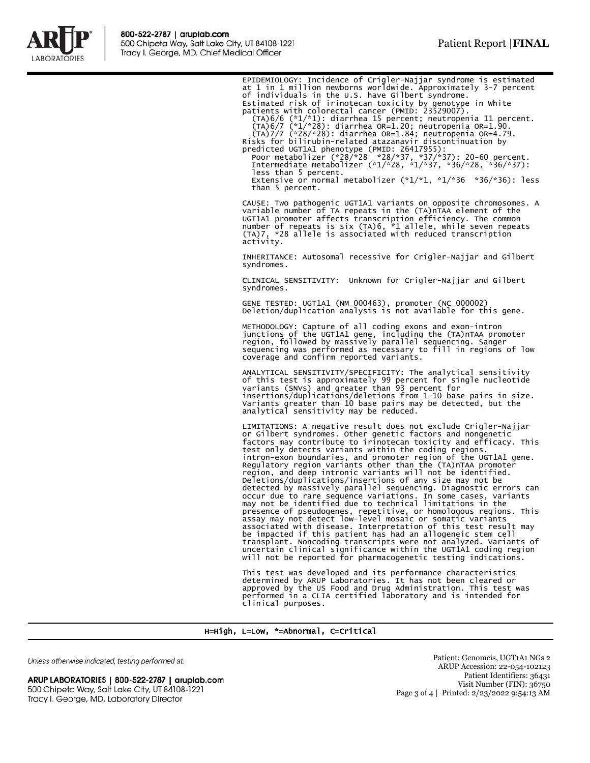EPIDEMIOLOGY: Incidence of Crigler-Najjar syndrome is estimated at 1 in 1 million newborns worldwide. Approximately 3-7 percent of individuals in the U.S. have Gilbert syndrome.
Estimated risk of irinotecan toxicity by genotype in White patients with colorectal cancer (PMID: 23529007).

- (TA)6/6 (*1/*1): diarrhea 15 percent; neutropenia 11 percent.
- (TA)6/7 (*1/*28): diarrhea OR=1.20; neutropenia OR=1.90.
- (TA)7/7 (*28/*28): diarrhea OR=1.84; neutropenia OR=4.79.

Risks for bilirubin-related atazanavir discontinuation by predicted UGT1A1 phenotype (PMID: 26417955):

- Poor metabolizer (*28/*28 *28/*37, *37/*37): 20-60 percent.
- Intermediate metabolizer (*1/*28, *1/*37, *36/*28, *36/*37): less than 5 percent.
- Extensive or normal metabolizer (*1/*1, *1/*36 *36/*36): less than 5 percent.

CAUSE: Two pathogenic UGT1A1 variants on opposite chromosomes. A variable number of TA repeats in the (TA)nTAA element of the UGT1A1 promoter affects transcription efficiency. The common number of repeats is six (TA)6, *1 allele, while seven repeats (TA)7, *28 allele is associated with reduced transcription activity.

INHERITANCE: Autosomal recessive for Crigler-Najjar and Gilbert syndromes.

CLINICAL SENSITIVITY: Unknown for Crigler-Najjar and Gilbert syndromes.

GENE TESTED: UGT1A1 (NM_000463), promoter (NC_000002)
Deletion/duplication analysis is not available for this gene.

METHODOLOGY: Capture of all coding exons and exon-intron junctions of the UGT1A1 gene, including the (TA)nTAA promoter region, followed by massively parallel sequencing. Sanger sequencing was performed as necessary to fill in regions of low coverage and confirm reported variants.

ANALYTICAL SENSITIVITY/SPECIFICITY: The analytical sensitivity of this test is approximately 99 percent for single nucleotide variants (SNVs) and greater than 93 percent for insertions/duplications/deletions from 1-10 base pairs in size. Variants greater than 10 base pairs may be detected, but the analytical sensitivity may be reduced.

LIMITATIONS: A negative result does not exclude Crigler-Najjar or Gilbert syndromes. Other genetic factors and nongenetic factors may contribute to irinotecan toxicity and efficacy. This test only detects variants within the coding regions, intron-exon boundaries, and promoter region of the UGT1A1 gene. Regulatory region variants other than the (TA)nTAA promoter region, and deep intronic variants will not be identified. Deletions/duplications/insertions of any size may not be detected by massively parallel sequencing. Diagnostic errors can occur due to rare sequence variations. In some cases, variants may not be identified due to technical limitations in the presence of pseudogenes, repetitive, or homologous regions. This assay may not detect low-level mosaic or somatic variants associated with disease. Interpretation of this test result may be impacted if this patient has had an allogeneic stem cell transplant. Noncoding transcripts were not analyzed. Variants of uncertain clinical significance within the UGT1A1 coding region will not be reported for pharmacogenetic testing indications.

This test was developed and its performance characteristics determined by ARUP Laboratories. It has not been cleared or approved by the US Food and Drug Administration. This test was performed in a CLIA certified laboratory and is intended for clinical purposes.

H=High, L=Low, *=Abnormal, C=Critical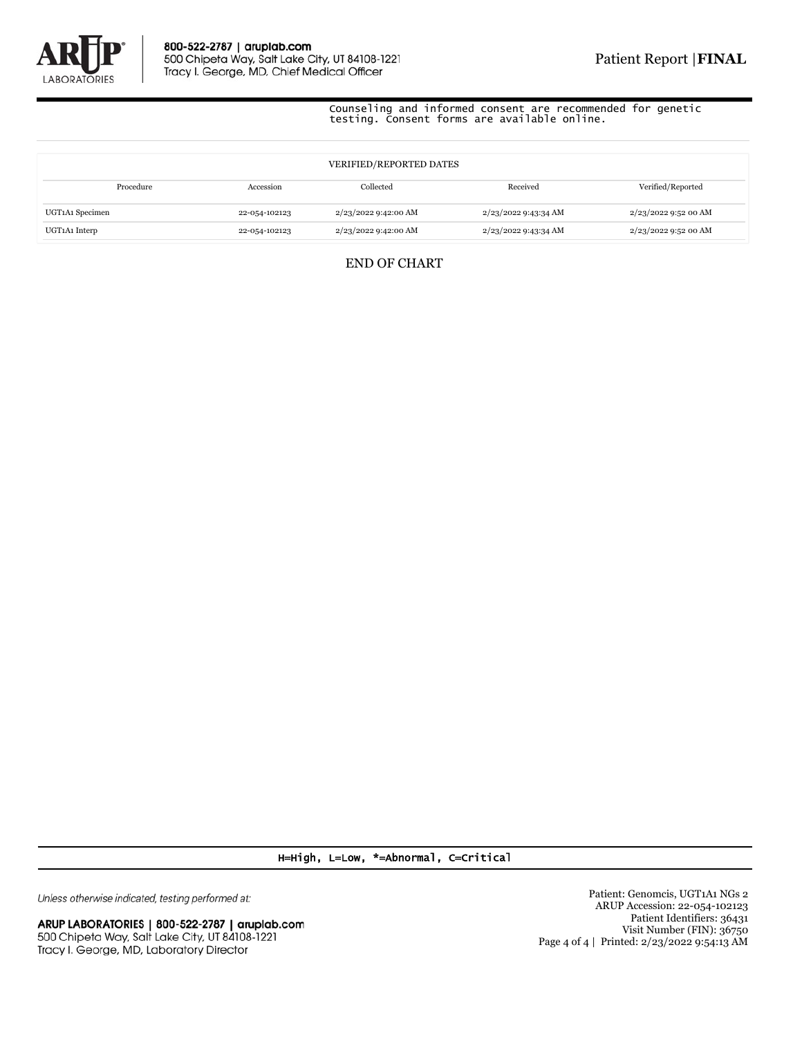Counseling and informed consent are recommended for genetic testing. Consent forms are available online.

| VERIFIED/REPORTED DATES | | | | |
|---|---|---|---|---|
| Procedure | Accession | Collected | Received | Verified/Reported |
| UGT1A1 Specimen | 22-054-102123 | 2/23/2022 9:42:00 AM | 2/23/2022 9:43:34 AM | 2/23/2022 9:52 00 AM |
| UGT1A1 Interp | 22-054-102123 | 2/23/2022 9:42:00 AM | 2/23/2022 9:43:34 AM | 2/23/2022 9:52 00 AM |

END OF CHART

H=High, L=Low, *=Abnormal, C=Critical